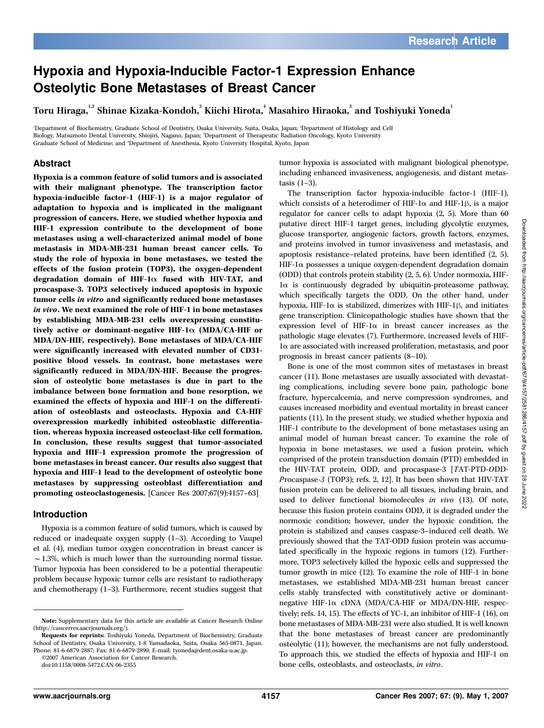# Hypoxia and Hypoxia-Inducible Factor-1 Expression Enhance Osteolytic Bone Metastases of Breast Cancer

Toru Hiraga,[1,2] Shinae Kizaka-Kondoh,[3] Kiichi Hirota,[4] Masahiro Hiraoka,[3] and Toshiyuki Yoneda[1]

[1]Department of Biochemistry, Graduate School of Dentistry, Osaka University, Suita, Osaka, Japan; [2]Department of Histology and Cell Biology, Matsumoto Dental University, Shiojiri, Nagano, Japan; [3]Department of Therapeutic Radiation Oncology, Kyoto University Graduate School of Medicine; and [4]Department of Anesthesia, Kyoto University Hospital, Kyoto, Japan

## Abstract

**Hypoxia is a common feature of solid tumors and is associated with their malignant phenotype. The transcription factor hypoxia-inducible factor-1 (HIF-1) is a major regulator of adaptation to hypoxia and is implicated in the malignant progression of cancers. Here, we studied whether hypoxia and HIF-1 expression contribute to the development of bone metastases using a well-characterized animal model of bone metastasis in MDA-MB-231 human breast cancer cells. To study the role of hypoxia in bone metastases, we tested the effects of the fusion protein (TOP3), the oxygen-dependent degradation domain of HIF-1α fused with HIV-TAT, and procaspase-3. TOP3 selectively induced apoptosis in hypoxic tumor cells *in vitro* and significantly reduced bone metastases *in vivo*. We next examined the role of HIF-1 in bone metastases by establishing MDA-MB-231 cells overexpressing constitutively active or dominant-negative HIF-1α (MDA/CA-HIF or MDA/DN-HIF, respectively). Bone metastases of MDA/CA-HIF were significantly increased with elevated number of CD31-positive blood vessels. In contrast, bone metastases were significantly reduced in MDA/DN-HIF. Because the progression of osteolytic bone metastases is due in part to the imbalance between bone formation and bone resorption, we examined the effects of hypoxia and HIF-1 on the differentiation of osteoblasts and osteoclasts. Hypoxia and CA-HIF overexpression markedly inhibited osteoblastic differentiation, whereas hypoxia increased osteoclast-like cell formation. In conclusion, these results suggest that tumor-associated hypoxia and HIF-1 expression promote the progression of bone metastases in breast cancer. Our results also suggest that hypoxia and HIF-1 lead to the development of osteolytic bone metastases by suppressing osteoblast differentiation and promoting osteoclastogenesis.** [Cancer Res 2007;67(9):4157–63]

## Introduction

Hypoxia is a common feature of solid tumors, which is caused by reduced or inadequate oxygen supply (1–3). According to Vaupel et al. (4), median tumor oxygen concentration in breast cancer is ~1.3%, which is much lower than the surrounding normal tissue. Tumor hypoxia has been considered to be a potential therapeutic problem because hypoxic tumor cells are resistant to radiotherapy and chemotherapy (1–3). Furthermore, recent studies suggest that tumor hypoxia is associated with malignant biological phenotype, including enhanced invasiveness, angiogenesis, and distant metastasis (1–3).

The transcription factor hypoxia-inducible factor-1 (HIF-1), which consists of a heterodimer of HIF-1α and HIF-1β, is a major regulator for cancer cells to adapt hypoxia (2, 5). More than 60 putative direct HIF-1 target genes, including glycolytic enzymes, glucose transporter, angiogenic factors, growth factors, enzymes, and proteins involved in tumor invasiveness and metastasis, and apoptosis resistance–related proteins, have been identified (2, 5). HIF-1α possesses a unique oxygen-dependent degradation domain (ODD) that controls protein stability (2, 5, 6). Under normoxia, HIF-1α is continuously degraded by ubiquitin-proteasome pathway, which specifically targets the ODD. On the other hand, under hypoxia, HIF-1α is stabilized, dimerizes with HIF-1β, and initiates gene transcription. Clinicopathologic studies have shown that the expression level of HIF-1α in breast cancer increases as the pathologic stage elevates (7). Furthermore, increased levels of HIF-1α are associated with increased proliferation, metastasis, and poor prognosis in breast cancer patients (8–10).

Bone is one of the most common sites of metastases in breast cancer (11). Bone metastases are usually associated with devastating complications, including severe bone pain, pathologic bone fracture, hypercalcemia, and nerve compression syndromes, and causes increased morbidity and eventual mortality in breast cancer patients (11). In the present study, we studied whether hypoxia and HIF-1 contribute to the development of bone metastases using an animal model of human breast cancer. To examine the role of hypoxia in bone metastases, we used a fusion protein, which comprised of the protein transduction domain (PTD) embedded in the HIV-TAT protein, ODD, and procaspase-3 [*T*AT-PTD-*O*DD-*P*rocaspase-*3* (TOP3); refs. 2, 12]. It has been shown that HIV-TAT fusion protein can be delivered to all tissues, including brain, and used to deliver functional biomolecules *in vivo* (13). Of note, because this fusion protein contains ODD, it is degraded under the normoxic condition; however, under the hypoxic condition, the protein is stabilized and causes caspase-3–induced cell death. We previously showed that the TAT-ODD fusion protein was accumulated specifically in the hypoxic regions in tumors (12). Furthermore, TOP3 selectively killed the hypoxic cells and suppressed the tumor growth in mice (12). To examine the role of HIF-1 in bone metastases, we established MDA-MB-231 human breast cancer cells stably transfected with constitutively active or dominant-negative HIF-1α cDNA (MDA/CA-HIF or MDA/DN-HIF, respectively; refs. 14, 15). The effects of YC-1, an inhibitor of HIF-1 (16), on bone metastases of MDA-MB-231 were also studied. It is well known that the bone metastases of breast cancer are predominantly osteolytic (11); however, the mechanisms are not fully understood. To approach this, we studied the effects of hypoxia and HIF-1 on bone cells, osteoblasts, and osteoclasts, *in vitro*.

---

**Note:** Supplementary data for this article are available at Cancer Research Online (http://cancerres.aacrjournals.org/).

**Requests for reprints:** Toshiyuki Yoneda, Department of Biochemistry, Graduate School of Dentistry, Osaka University, 1-8 Yamadaoka, Suita, Osaka 565-0871, Japan. Phone: 81-6-6879-2887; Fax: 81-6-6879-2890; E-mail: tyoneda@dent.osaka-u.ac.jp.

©2007 American Association for Cancer Research.

doi:10.1158/0008-5472.CAN-06-2355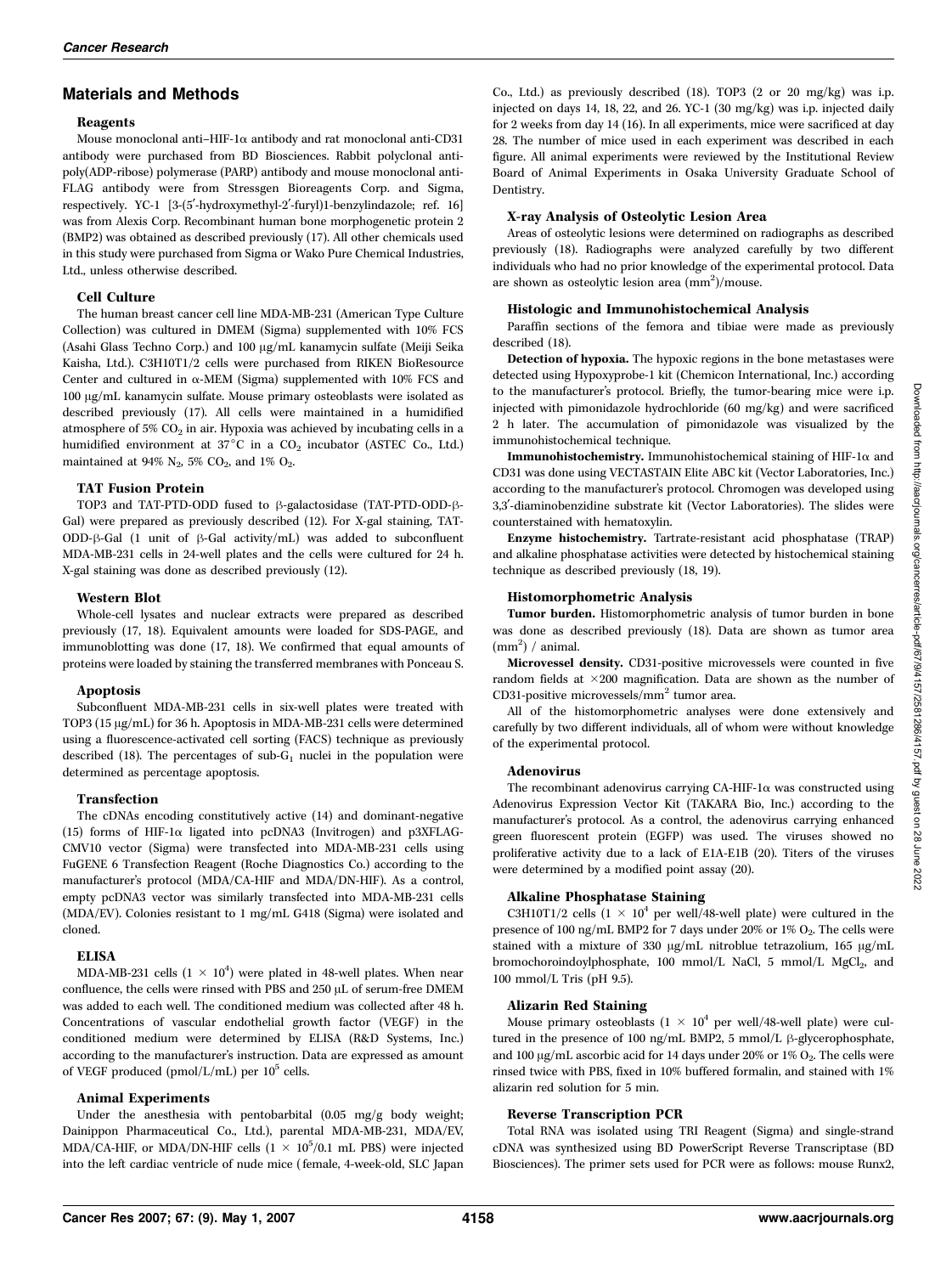## Materials and Methods

### Reagents

Mouse monoclonal anti–HIF-1α antibody and rat monoclonal anti-CD31 antibody were purchased from BD Biosciences. Rabbit polyclonal anti-poly(ADP-ribose) polymerase (PARP) antibody and mouse monoclonal anti-FLAG antibody were from Stressgen Bioreagents Corp. and Sigma, respectively. YC-1 [3-(5′-hydroxymethyl-2′-furyl)1-benzylindazole; ref. 16] was from Alexis Corp. Recombinant human bone morphogenetic protein 2 (BMP2) was obtained as described previously (17). All other chemicals used in this study were purchased from Sigma or Wako Pure Chemical Industries, Ltd., unless otherwise described.

### Cell Culture

The human breast cancer cell line MDA-MB-231 (American Type Culture Collection) was cultured in DMEM (Sigma) supplemented with 10% FCS (Asahi Glass Techno Corp.) and 100 μg/mL kanamycin sulfate (Meiji Seika Kaisha, Ltd.). C3H10T1/2 cells were purchased from RIKEN BioResource Center and cultured in α-MEM (Sigma) supplemented with 10% FCS and 100 μg/mL kanamycin sulfate. Mouse primary osteoblasts were isolated as described previously (17). All cells were maintained in a humidified atmosphere of 5% $CO_2$ in air. Hypoxia was achieved by incubating cells in a humidified environment at 37°C in a $CO_2$ incubator (ASTEC Co., Ltd.) maintained at 94% $N_2$, 5% $CO_2$, and 1% $O_2$.

### TAT Fusion Protein

TOP3 and TAT-PTD-ODD fused to β-galactosidase (TAT-PTD-ODD-β-Gal) were prepared as previously described (12). For X-gal staining, TAT-ODD-β-Gal (1 unit of β-Gal activity/mL) was added to subconfluent MDA-MB-231 cells in 24-well plates and the cells were cultured for 24 h. X-gal staining was done as described previously (12).

### Western Blot

Whole-cell lysates and nuclear extracts were prepared as described previously (17, 18). Equivalent amounts were loaded for SDS-PAGE, and immunoblotting was done (17, 18). We confirmed that equal amounts of proteins were loaded by staining the transferred membranes with Ponceau S.

### Apoptosis

Subconfluent MDA-MB-231 cells in six-well plates were treated with TOP3 (15 μg/mL) for 36 h. Apoptosis in MDA-MB-231 cells were determined using a fluorescence-activated cell sorting (FACS) technique as previously described (18). The percentages of sub-$G_1$ nuclei in the population were determined as percentage apoptosis.

### Transfection

The cDNAs encoding constitutively active (14) and dominant-negative (15) forms of HIF-1α ligated into pcDNA3 (Invitrogen) and p3XFLAG-CMV10 vector (Sigma) were transfected into MDA-MB-231 cells using FuGENE 6 Transfection Reagent (Roche Diagnostics Co.) according to the manufacturer's protocol (MDA/CA-HIF and MDA/DN-HIF). As a control, empty pcDNA3 vector was similarly transfected into MDA-MB-231 cells (MDA/EV). Colonies resistant to 1 mg/mL G418 (Sigma) were isolated and cloned.

### ELISA

MDA-MB-231 cells ($1 \times 10^4$) were plated in 48-well plates. When near confluence, the cells were rinsed with PBS and 250 μL of serum-free DMEM was added to each well. The conditioned medium was collected after 48 h. Concentrations of vascular endothelial growth factor (VEGF) in the conditioned medium were determined by ELISA (R&D Systems, Inc.) according to the manufacturer's instruction. Data are expressed as amount of VEGF produced (pmol/L/mL) per $10^5$ cells.

### Animal Experiments

Under the anesthesia with pentobarbital (0.05 mg/g body weight; Dainippon Pharmaceutical Co., Ltd.), parental MDA-MB-231, MDA/EV, MDA/CA-HIF, or MDA/DN-HIF cells ($1 \times 10^5$/0.1 mL PBS) were injected into the left cardiac ventricle of nude mice (female, 4-week-old, SLC Japan Co., Ltd.) as previously described (18). TOP3 (2 or 20 mg/kg) was i.p. injected on days 14, 18, 22, and 26. YC-1 (30 mg/kg) was i.p. injected daily for 2 weeks from day 14 (16). In all experiments, mice were sacrificed at day 28. The number of mice used in each experiment was described in each figure. All animal experiments were reviewed by the Institutional Review Board of Animal Experiments in Osaka University Graduate School of Dentistry.

### X-ray Analysis of Osteolytic Lesion Area

Areas of osteolytic lesions were determined on radiographs as described previously (18). Radiographs were analyzed carefully by two different individuals who had no prior knowledge of the experimental protocol. Data are shown as osteolytic lesion area ($mm^2$)/mouse.

### Histologic and Immunohistochemical Analysis

Paraffin sections of the femora and tibiae were made as previously described (18).

**Detection of hypoxia.** The hypoxic regions in the bone metastases were detected using Hypoxyprobe-1 kit (Chemicon International, Inc.) according to the manufacturer's protocol. Briefly, the tumor-bearing mice were i.p. injected with pimonidazole hydrochloride (60 mg/kg) and were sacrificed 2 h later. The accumulation of pimonidazole was visualized by the immunohistochemical technique.

**Immunohistochemistry.** Immunohistochemical staining of HIF-1α and CD31 was done using VECTASTAIN Elite ABC kit (Vector Laboratories, Inc.) according to the manufacturer's protocol. Chromogen was developed using 3,3′-diaminobenzidine substrate kit (Vector Laboratories). The slides were counterstained with hematoxylin.

**Enzyme histochemistry.** Tartrate-resistant acid phosphatase (TRAP) and alkaline phosphatase activities were detected by histochemical staining technique as described previously (18, 19).

### Histomorphometric Analysis

**Tumor burden.** Histomorphometric analysis of tumor burden in bone was done as described previously (18). Data are shown as tumor area ($mm^2$) / animal.

**Microvessel density.** CD31-positive microvessels were counted in five random fields at ×200 magnification. Data are shown as the number of CD31-positive microvessels/$mm^2$ tumor area.

All of the histomorphometric analyses were done extensively and carefully by two different individuals, all of whom were without knowledge of the experimental protocol.

### Adenovirus

The recombinant adenovirus carrying CA-HIF-1α was constructed using Adenovirus Expression Vector Kit (TAKARA Bio, Inc.) according to the manufacturer's protocol. As a control, the adenovirus carrying enhanced green fluorescent protein (EGFP) was used. The viruses showed no proliferative activity due to a lack of E1A-E1B (20). Titers of the viruses were determined by a modified point assay (20).

### Alkaline Phosphatase Staining

C3H10T1/2 cells ($1 \times 10^4$ per well/48-well plate) were cultured in the presence of 100 ng/mL BMP2 for 7 days under 20% or 1% $O_2$. The cells were stained with a mixture of 330 μg/mL nitroblue tetrazolium, 165 μg/mL bromochoroindoylphosphate, 100 mmol/L NaCl, 5 mmol/L $MgCl_2$, and 100 mmol/L Tris (pH 9.5).

### Alizarin Red Staining

Mouse primary osteoblasts ($1 \times 10^4$ per well/48-well plate) were cultured in the presence of 100 ng/mL BMP2, 5 mmol/L β-glycerophosphate, and 100 μg/mL ascorbic acid for 14 days under 20% or 1% $O_2$. The cells were rinsed twice with PBS, fixed in 10% buffered formalin, and stained with 1% alizarin red solution for 5 min.

### Reverse Transcription PCR

Total RNA was isolated using TRI Reagent (Sigma) and single-strand cDNA was synthesized using BD PowerScript Reverse Transcriptase (BD Biosciences). The primer sets used for PCR were as follows: mouse Runx2,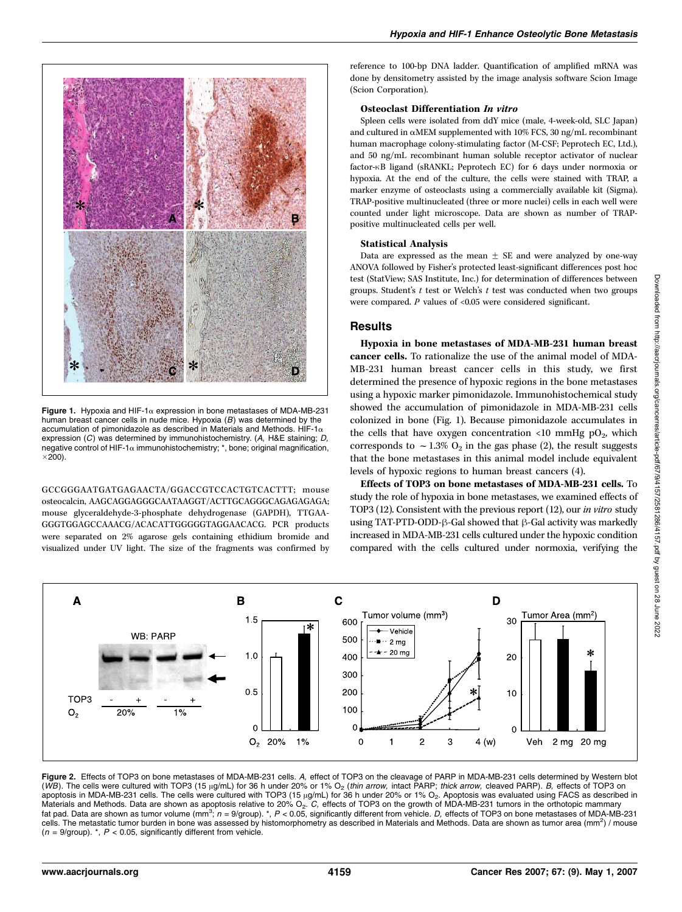Figure 1. Hypoxia and HIF-1α expression in bone metastases of MDA-MB-231 human breast cancer cells in nude mice. Hypoxia (*B*) was determined by the accumulation of pimonidazole as described in Materials and Methods. HIF-1α expression (*C*) was determined by immunohistochemistry. (*A*, H&E staining; *D*, negative control of HIF-1α immunohistochemistry; *, bone; original magnification, ×200).

GCCGGGAATGATGAGAACTA/GGACCGTCCACTGTCACTTT; mouse osteocalcin, AAGCAGGAGGGCAATAAGGT/ACTTGCAGGGCAGAGAGAGA; mouse glyceraldehyde-3-phosphate dehydrogenase (GAPDH), TTGAAGGGTGGAGCCAAACG/ACACATTGGGGGTAGGAACACG. PCR products were separated on 2% agarose gels containing ethidium bromide and visualized under UV light. The size of the fragments was confirmed by reference to 100-bp DNA ladder. Quantification of amplified mRNA was done by densitometry assisted by the image analysis software Scion Image (Scion Corporation).

**Osteoclast Differentiation *In vitro***

Spleen cells were isolated from ddY mice (male, 4-week-old, SLC Japan) and cultured in αMEM supplemented with 10% FCS, 30 ng/mL recombinant human macrophage colony-stimulating factor (M-CSF; Peprotech EC, Ltd.), and 50 ng/mL recombinant human soluble receptor activator of nuclear factor-κB ligand (sRANKL; Peprotech EC) for 6 days under normoxia or hypoxia. At the end of the culture, the cells were stained with TRAP, a marker enzyme of osteoclasts using a commercially available kit (Sigma). TRAP-positive multinucleated (three or more nuclei) cells in each well were counted under light microscope. Data are shown as number of TRAP-positive multinucleated cells per well.

**Statistical Analysis**

Data are expressed as the mean ± SE and were analyzed by one-way ANOVA followed by Fisher's protected least-significant differences post hoc test (StatView; SAS Institute, Inc.) for determination of differences between groups. Student's *t* test or Welch's *t* test was conducted when two groups were compared. *P* values of <0.05 were considered significant.

## Results

**Hypoxia in bone metastases of MDA-MB-231 human breast cancer cells.** To rationalize the use of the animal model of MDA-MB-231 human breast cancer cells in this study, we first determined the presence of hypoxic regions in the bone metastases using a hypoxic marker pimonidazole. Immunohistochemical study showed the accumulation of pimonidazole in MDA-MB-231 cells colonized in bone (Fig. 1). Because pimonidazole accumulates in the cells that have oxygen concentration <10 mmHg $pO_2$, which corresponds to ~1.3% $O_2$ in the gas phase (2), the result suggests that the bone metastases in this animal model include equivalent levels of hypoxic regions to human breast cancers (4).

**Effects of TOP3 on bone metastases of MDA-MB-231 cells.** To study the role of hypoxia in bone metastases, we examined effects of TOP3 (12). Consistent with the previous report (12), our *in vitro* study using TAT-PTD-ODD-β-Gal showed that β-Gal activity was markedly increased in MDA-MB-231 cells cultured under the hypoxic condition compared with the cells cultured under normoxia, verifying the

Figure 2. Effects of TOP3 on bone metastases of MDA-MB-231 cells. *A*, effect of TOP3 on the cleavage of PARP in MDA-MB-231 cells determined by Western blot (*WB*). The cells were cultured with TOP3 (15 μg/mL) for 36 h under 20% or 1% $O_2$ (*thin arrow*, intact PARP; *thick arrow*, cleaved PARP). *B*, effects of TOP3 on apoptosis in MDA-MB-231 cells. The cells were cultured with TOP3 (15 μg/mL) for 36 h under 20% or 1% $O_2$. Apoptosis was evaluated using FACS as described in Materials and Methods. Data are shown as apoptosis relative to 20% $O_2$. *C*, effects of TOP3 on the growth of MDA-MB-231 tumors in the orthotopic mammary fat pad. Data are shown as tumor volume ($mm^3$; $n = 9$/group). *, $P < 0.05$, significantly different from vehicle. *D*, effects of TOP3 on bone metastases of MDA-MB-231 cells. The metastatic tumor burden in bone was assessed by histomorphometry as described in Materials and Methods. Data are shown as tumor area ($mm^2$) / mouse ($n = 9$/group). *, $P < 0.05$, significantly different from vehicle.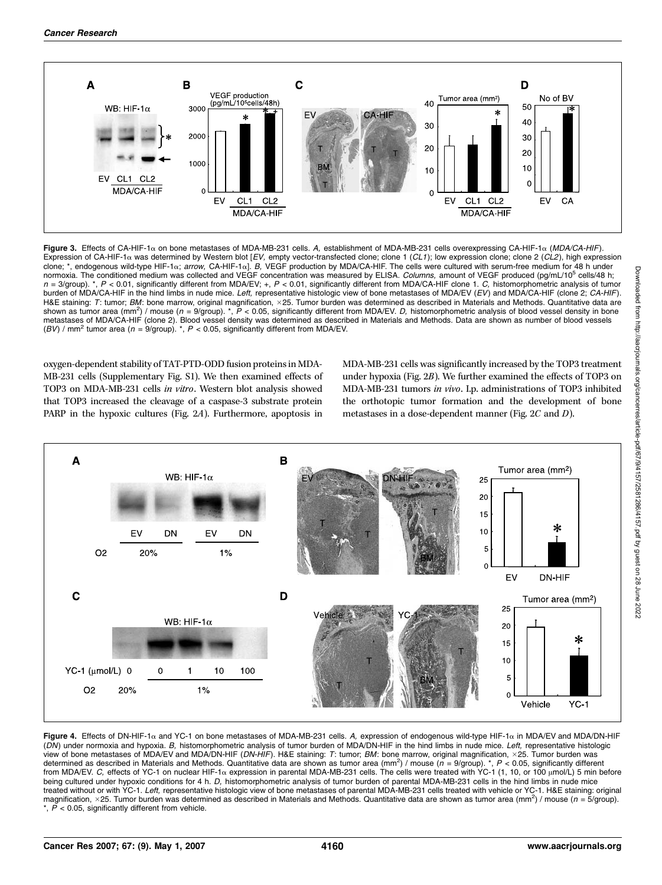**Figure 3.** Effects of CA-HIF-1α on bone metastases of MDA-MB-231 cells. *A,* establishment of MDA-MB-231 cells overexpressing CA-HIF-1α (*MDA/CA-HIF*). Expression of CA-HIF-1α was determined by Western blot [*EV,* empty vector-transfected clone; clone 1 (*CL1*); low expression clone; clone 2 (*CL2*), high expression clone; *, endogenous wild-type HIF-1α; *arrow,* CA-HIF-1α]. *B,* VEGF production by MDA/CA-HIF. The cells were cultured with serum-free medium for 48 h under normoxia. The conditioned medium was collected and VEGF concentration was measured by ELISA. *Columns,* amount of VEGF produced (pg/mL/$10^5$ cells/48 h; $n$ = 3/group). *, $P < 0.01$, significantly different from MDA/EV; +, $P < 0.01$, significantly different from MDA/CA-HIF clone 1. *C,* histomorphometric analysis of tumor burden of MDA/CA-HIF in the hind limbs in nude mice. *Left,* representative histologic view of bone metastases of MDA/EV (*EV*) and MDA/CA-HIF (clone 2; *CA-HIF*). H&E staining: *T*: tumor; *BM*: bone marrow, original magnification, ×25. Tumor burden was determined as described in Materials and Methods. Quantitative data are shown as tumor area ($mm^2$) / mouse ($n$ = 9/group). *, $P < 0.05$, significantly different from MDA/EV. *D,* histomorphometric analysis of blood vessel density in bone metastases of MDA/CA-HIF (clone 2). Blood vessel density was determined as described in Materials and Methods. Data are shown as number of blood vessels (*BV*) / $mm^2$ tumor area ($n$ = 9/group). *, $P < 0.05$, significantly different from MDA/EV.

oxygen-dependent stability of TAT-PTD-ODD fusion proteins in MDA-MB-231 cells (Supplementary Fig. S1). We then examined effects of TOP3 on MDA-MB-231 cells *in vitro*. Western blot analysis showed that TOP3 increased the cleavage of a caspase-3 substrate protein PARP in the hypoxic cultures (Fig. 2*A*). Furthermore, apoptosis in MDA-MB-231 cells was significantly increased by the TOP3 treatment under hypoxia (Fig. 2*B*). We further examined the effects of TOP3 on MDA-MB-231 tumors *in vivo*. I.p. administrations of TOP3 inhibited the orthotopic tumor formation and the development of bone metastases in a dose-dependent manner (Fig. 2*C* and *D*).

**Figure 4.** Effects of DN-HIF-1α and YC-1 on bone metastases of MDA-MB-231 cells. *A,* expression of endogenous wild-type HIF-1α in MDA/EV and MDA/DN-HIF (*DN*) under normoxia and hypoxia. *B,* histomorphometric analysis of tumor burden of MDA/DN-HIF in the hind limbs in nude mice. *Left,* representative histologic view of bone metastases of MDA/EV and MDA/DN-HIF (*DN-HIF*). H&E staining: *T*: tumor; *BM*: bone marrow, original magnification, ×25. Tumor burden was determined as described in Materials and Methods. Quantitative data are shown as tumor area ($mm^2$) / mouse ($n$ = 9/group). *, $P < 0.05$, significantly different from MDA/EV. *C,* effects of YC-1 on nuclear HIF-1α expression in parental MDA-MB-231 cells. The cells were treated with YC-1 (1, 10, or 100 μmol/L) 5 min before being cultured under hypoxic conditions for 4 h. *D,* histomorphometric analysis of tumor burden of parental MDA-MB-231 cells in the hind limbs in nude mice treated without or with YC-1. *Left,* representative histologic view of bone metastases of parental MDA-MB-231 cells treated with vehicle or YC-1. H&E staining: original magnification, ×25. Tumor burden was determined as described in Materials and Methods. Quantitative data are shown as tumor area ($mm^2$) / mouse ($n$ = 5/group). *, $P < 0.05$, significantly different from vehicle.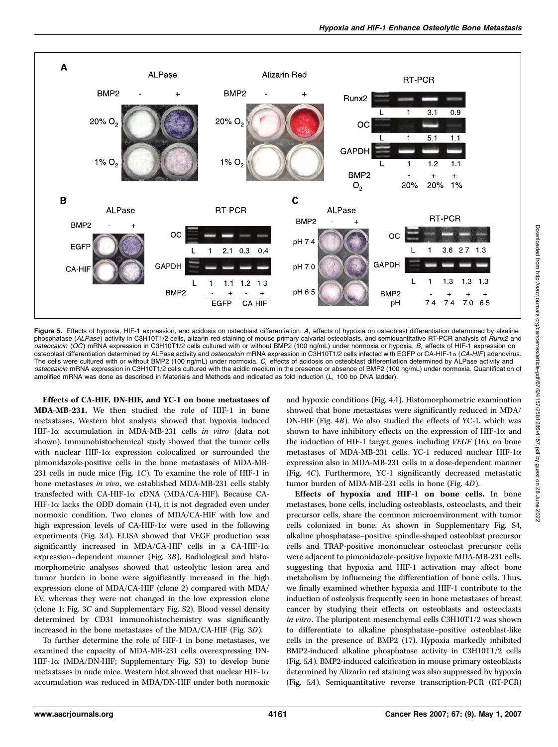**Figure 5.** Effects of hypoxia, HIF-1 expression, and acidosis on osteoblast differentiation. *A,* effects of hypoxia on osteoblast differentiation determined by alkaline phosphatase (*ALPase*) activity in C3H10T1/2 cells, alizarin red staining of mouse primary calvarial osteoblasts, and semiquantitative RT-PCR analysis of *Runx2* and *osteocalcin* (*OC*) mRNA expression in C3H10T1/2 cells cultured with or without BMP2 (100 ng/mL) under normoxia or hypoxia. *B,* effects of HIF-1 expression on osteoblast differentiation determined by ALPase activity and *osteocalcin* mRNA expression in C3H10T1/2 cells infected with EGFP or CA-HIF-1α (*CA-HIF*) adenovirus. The cells were cultured with or without BMP2 (100 ng/mL) under normoxia. *C,* effects of acidosis on osteoblast differentiation determined by ALPase activity and *osteocalcin* mRNA expression in C3H10T1/2 cells cultured with the acidic medium in the presence or absence of BMP2 (100 ng/mL) under normoxia. Quantification of amplified mRNA was done as described in Materials and Methods and indicated as fold induction (*L,* 100 bp DNA ladder).

**Effects of CA-HIF, DN-HIF, and YC-1 on bone metastases of MDA-MB-231.** We then studied the role of HIF-1 in bone metastases. Western blot analysis showed that hypoxia induced HIF-1α accumulation in MDA-MB-231 cells *in vitro* (data not shown). Immunohistochemical study showed that the tumor cells with nuclear HIF-1α expression colocalized or surrounded the pimonidazole-positive cells in the bone metastases of MDA-MB-231 cells in nude mice (Fig. 1*C*). To examine the role of HIF-1 in bone metastases *in vivo*, we established MDA-MB-231 cells stably transfected with CA-HIF-1α cDNA (MDA/CA-HIF). Because CA-HIF-1α lacks the ODD domain (14), it is not degraded even under normoxic condition. Two clones of MDA/CA-HIF with low and high expression levels of CA-HIF-1α were used in the following experiments (Fig. 3*A*). ELISA showed that VEGF production was significantly increased in MDA/CA-HIF cells in a CA-HIF-1α expression–dependent manner (Fig. 3*B*). Radiological and histomorphometric analyses showed that osteolytic lesion area and tumor burden in bone were significantly increased in the high expression clone of MDA/CA-HIF (clone 2) compared with MDA/EV, whereas they were not changed in the low expression clone (clone 1; Fig. 3*C* and Supplementary Fig. S2). Blood vessel density determined by CD31 immunohistochemistry was significantly increased in the bone metastases of the MDA/CA-HIF (Fig. 3*D*).

To further determine the role of HIF-1 in bone metastases, we examined the capacity of MDA-MB-231 cells overexpressing DN-HIF-1α (MDA/DN-HIF; Supplementary Fig. S3) to develop bone metastases in nude mice. Western blot showed that nuclear HIF-1α accumulation was reduced in MDA/DN-HIF under both normoxic and hypoxic conditions (Fig. 4*A*). Histomorphometric examination showed that bone metastases were significantly reduced in MDA/DN-HIF (Fig. 4*B*). We also studied the effects of YC-1, which was shown to have inhibitory effects on the expression of HIF-1α and the induction of HIF-1 target genes, including *VEGF* (16), on bone metastases of MDA-MB-231 cells. YC-1 reduced nuclear HIF-1α expression also in MDA-MB-231 cells in a dose-dependent manner (Fig. 4*C*). Furthermore, YC-1 significantly decreased metastatic tumor burden of MDA-MB-231 cells in bone (Fig. 4*D*).

**Effects of hypoxia and HIF-1 on bone cells.** In bone metastases, bone cells, including osteoblasts, osteoclasts, and their precursor cells, share the common microenvironment with tumor cells colonized in bone. As shown in Supplementary Fig. S4, alkaline phosphatase–positive spindle-shaped osteoblast precursor cells and TRAP-positive mononuclear osteoclast precursor cells were adjacent to pimonidazole-positive hypoxic MDA-MB-231 cells, suggesting that hypoxia and HIF-1 activation may affect bone metabolism by influencing the differentiation of bone cells. Thus, we finally examined whether hypoxia and HIF-1 contribute to the induction of osteolysis frequently seen in bone metastases of breast cancer by studying their effects on osteoblasts and osteoclasts *in vitro*. The pluripotent mesenchymal cells C3H10T1/2 was shown to differentiate to alkaline phosphatase–positive osteoblast-like cells in the presence of BMP2 (17). Hypoxia markedly inhibited BMP2-induced alkaline phosphatase activity in C3H10T1/2 cells (Fig. 5*A*). BMP2-induced calcification in mouse primary osteoblasts determined by Alizarin red staining was also suppressed by hypoxia (Fig. 5*A*). Semiquantitative reverse transcription-PCR (RT-PCR)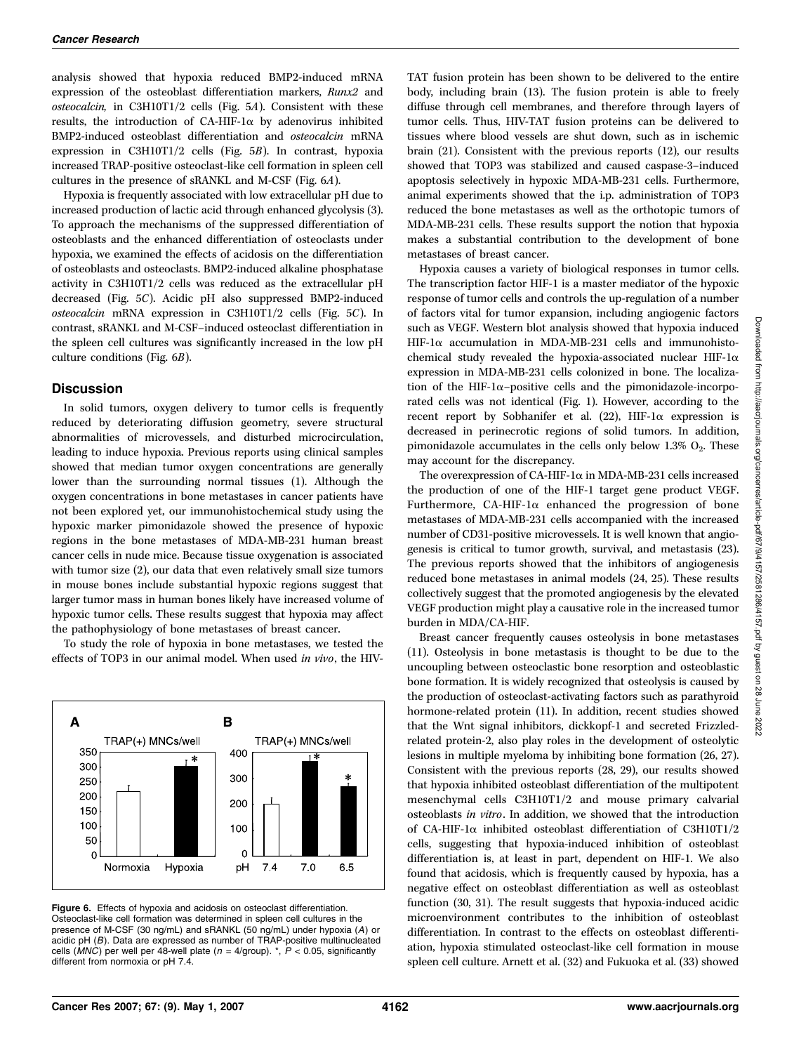analysis showed that hypoxia reduced BMP2-induced mRNA expression of the osteoblast differentiation markers, *Runx2* and *osteocalcin*, in C3H10T1/2 cells (Fig. 5*A*). Consistent with these results, the introduction of CA-HIF-1α by adenovirus inhibited BMP2-induced osteoblast differentiation and *osteocalcin* mRNA expression in C3H10T1/2 cells (Fig. 5*B*). In contrast, hypoxia increased TRAP-positive osteoclast-like cell formation in spleen cell cultures in the presence of sRANKL and M-CSF (Fig. 6*A*).

Hypoxia is frequently associated with low extracellular pH due to increased production of lactic acid through enhanced glycolysis (3). To approach the mechanisms of the suppressed differentiation of osteoblasts and the enhanced differentiation of osteoclasts under hypoxia, we examined the effects of acidosis on the differentiation of osteoblasts and osteoclasts. BMP2-induced alkaline phosphatase activity in C3H10T1/2 cells was reduced as the extracellular pH decreased (Fig. 5*C*). Acidic pH also suppressed BMP2-induced *osteocalcin* mRNA expression in C3H10T1/2 cells (Fig. 5*C*). In contrast, sRANKL and M-CSF–induced osteoclast differentiation in the spleen cell cultures was significantly increased in the low pH culture conditions (Fig. 6*B*).

## Discussion

In solid tumors, oxygen delivery to tumor cells is frequently reduced by deteriorating diffusion geometry, severe structural abnormalities of microvessels, and disturbed microcirculation, leading to induce hypoxia. Previous reports using clinical samples showed that median tumor oxygen concentrations are generally lower than the surrounding normal tissues (1). Although the oxygen concentrations in bone metastases in cancer patients have not been explored yet, our immunohistochemical study using the hypoxic marker pimonidazole showed the presence of hypoxic regions in the bone metastases of MDA-MB-231 human breast cancer cells in nude mice. Because tissue oxygenation is associated with tumor size (2), our data that even relatively small size tumors in mouse bones include substantial hypoxic regions suggest that larger tumor mass in human bones likely have increased volume of hypoxic tumor cells. These results suggest that hypoxia may affect the pathophysiology of bone metastases of breast cancer.

To study the role of hypoxia in bone metastases, we tested the effects of TOP3 in our animal model. When used *in vivo*, the HIV-TAT fusion protein has been shown to be delivered to the entire body, including brain (13). The fusion protein is able to freely diffuse through cell membranes, and therefore through layers of tumor cells. Thus, HIV-TAT fusion proteins can be delivered to tissues where blood vessels are shut down, such as in ischemic brain (21). Consistent with the previous reports (12), our results showed that TOP3 was stabilized and caused caspase-3–induced apoptosis selectively in hypoxic MDA-MB-231 cells. Furthermore, animal experiments showed that the i.p. administration of TOP3 reduced the bone metastases as well as the orthotopic tumors of MDA-MB-231 cells. These results support the notion that hypoxia makes a substantial contribution to the development of bone metastases of breast cancer.

Hypoxia causes a variety of biological responses in tumor cells. The transcription factor HIF-1 is a master mediator of the hypoxic response of tumor cells and controls the up-regulation of a number of factors vital for tumor expansion, including angiogenic factors such as VEGF. Western blot analysis showed that hypoxia induced HIF-1α accumulation in MDA-MB-231 cells and immunohistochemical study revealed the hypoxia-associated nuclear HIF-1α expression in MDA-MB-231 cells colonized in bone. The localization of the HIF-1α–positive cells and the pimonidazole-incorporated cells was not identical (Fig. 1). However, according to the recent report by Sobhanifer et al. (22), HIF-1α expression is decreased in perinecrotic regions of solid tumors. In addition, pimonidazole accumulates in the cells only below 1.3% $O_2$. These may account for the discrepancy.

The overexpression of CA-HIF-1α in MDA-MB-231 cells increased the production of one of the HIF-1 target gene product VEGF. Furthermore, CA-HIF-1α enhanced the progression of bone metastases of MDA-MB-231 cells accompanied with the increased number of CD31-positive microvessels. It is well known that angiogenesis is critical to tumor growth, survival, and metastasis (23). The previous reports showed that the inhibitors of angiogenesis reduced bone metastases in animal models (24, 25). These results collectively suggest that the promoted angiogenesis by the elevated VEGF production might play a causative role in the increased tumor burden in MDA/CA-HIF.

Breast cancer frequently causes osteolysis in bone metastases (11). Osteolysis in bone metastasis is thought to be due to the uncoupling between osteoclastic bone resorption and osteoblastic bone formation. It is widely recognized that osteolysis is caused by the production of osteoclast-activating factors such as parathyroid hormone-related protein (11). In addition, recent studies showed that the Wnt signal inhibitors, dickkopf-1 and secreted Frizzled-related protein-2, also play roles in the development of osteolytic lesions in multiple myeloma by inhibiting bone formation (26, 27). Consistent with the previous reports (28, 29), our results showed that hypoxia inhibited osteoblast differentiation of the multipotent mesenchymal cells C3H10T1/2 and mouse primary calvarial osteoblasts *in vitro*. In addition, we showed that the introduction of CA-HIF-1α inhibited osteoblast differentiation of C3H10T1/2 cells, suggesting that hypoxia-induced inhibition of osteoblast differentiation is, at least in part, dependent on HIF-1. We also found that acidosis, which is frequently caused by hypoxia, has a negative effect on osteoblast differentiation as well as osteoblast function (30, 31). The result suggests that hypoxia-induced acidic microenvironment contributes to the inhibition of osteoblast differentiation. In contrast to the effects on osteoblast differentiation, hypoxia stimulated osteoclast-like cell formation in mouse spleen cell culture. Arnett et al. (32) and Fukuoka et al. (33) showed

**Figure 6.** Effects of hypoxia and acidosis on osteoclast differentiation. Osteoclast-like cell formation was determined in spleen cell cultures in the presence of M-CSF (30 ng/mL) and sRANKL (50 ng/mL) under hypoxia (*A*) or acidic pH (*B*). Data are expressed as number of TRAP-positive multinucleated cells (*MNC*) per well per 48-well plate ($n = 4$/group). *, $P < 0.05$, significantly different from normoxia or pH 7.4.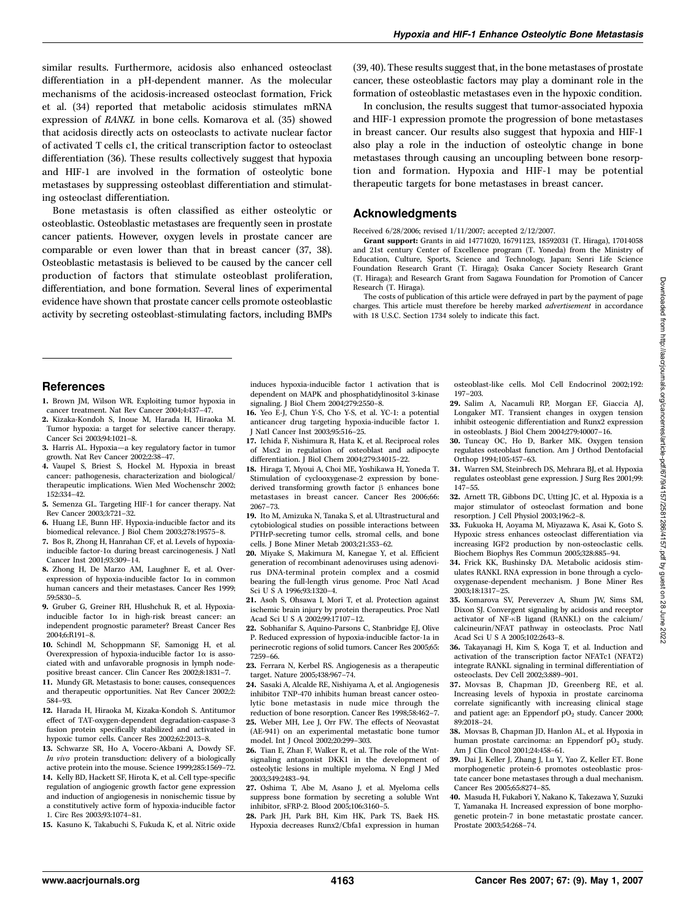similar results. Furthermore, acidosis also enhanced osteoclast differentiation in a pH-dependent manner. As the molecular mechanisms of the acidosis-increased osteoclast formation, Frick et al. (34) reported that metabolic acidosis stimulates mRNA expression of *RANKL* in bone cells. Komarova et al. (35) showed that acidosis directly acts on osteoclasts to activate nuclear factor of activated T cells c1, the critical transcription factor to osteoclast differentiation (36). These results collectively suggest that hypoxia and HIF-1 are involved in the formation of osteolytic bone metastases by suppressing osteoblast differentiation and stimulating osteoclast differentiation.

Bone metastasis is often classified as either osteolytic or osteoblastic. Osteoblastic metastases are frequently seen in prostate cancer patients. However, oxygen levels in prostate cancer are comparable or even lower than that in breast cancer (37, 38). Osteoblastic metastasis is believed to be caused by the cancer cell production of factors that stimulate osteoblast proliferation, differentiation, and bone formation. Several lines of experimental evidence have shown that prostate cancer cells promote osteoblastic activity by secreting osteoblast-stimulating factors, including BMPs (39, 40). These results suggest that, in the bone metastases of prostate cancer, these osteoblastic factors may play a dominant role in the formation of osteoblastic metastases even in the hypoxic condition.

In conclusion, the results suggest that tumor-associated hypoxia and HIF-1 expression promote the progression of bone metastases in breast cancer. Our results also suggest that hypoxia and HIF-1 also play a role in the induction of osteolytic change in bone metastases through causing an uncoupling between bone resorption and formation. Hypoxia and HIF-1 may be potential therapeutic targets for bone metastases in breast cancer.

## Acknowledgments

Received 6/28/2006; revised 1/11/2007; accepted 2/12/2007.

**Grant support:** Grants in aid 14771020, 16791123, 18592031 (T. Hiraga), 17014058 and 21st century Center of Excellence program (T. Yoneda) from the Ministry of Education, Culture, Sports, Science and Technology, Japan; Senri Life Science Foundation Research Grant (T. Hiraga); Osaka Cancer Society Research Grant (T. Hiraga); and Research Grant from Sagawa Foundation for Promotion of Cancer Research (T. Hiraga).

The costs of publication of this article were defrayed in part by the payment of page charges. This article must therefore be hereby marked *advertisement* in accordance with 18 U.S.C. Section 1734 solely to indicate this fact.

## References

1. Brown JM, Wilson WR. Exploiting tumor hypoxia in cancer treatment. Nat Rev Cancer 2004;4:437–47.
2. Kizaka-Kondoh S, Inoue M, Harada H, Hiraoka M. Tumor hypoxia: a target for selective cancer therapy. Cancer Sci 2003;94:1021–8.
3. Harris AL. Hypoxia—a key regulatory factor in tumor growth. Nat Rev Cancer 2002;2:38–47.
4. Vaupel S, Briest S, Hockel M. Hypoxia in breast cancer: pathogenesis, characterization and biological/therapeutic implications. Wien Med Wochenschr 2002; 152:334–42.
5. Semenza GL. Targeting HIF-1 for cancer therapy. Nat Rev Cancer 2003;3:721–32.
6. Huang LE, Bunn HF. Hypoxia-inducible factor and its biomedical relevance. J Biol Chem 2003;278:19575–8.
7. Bos R, Zhong H, Hanrahan CF, et al. Levels of hypoxia-inducible factor-1α during breast carcinogenesis. J Natl Cancer Inst 2001;93:309–14.
8. Zhong H, De Marzo AM, Laughner E, et al. Overexpression of hypoxia-inducible factor 1α in common human cancers and their metastases. Cancer Res 1999; 59:5830–5.
9. Gruber G, Greiner RH, Hlushchuk R, et al. Hypoxia-inducible factor 1α in high-risk breast cancer: an independent prognostic parameter? Breast Cancer Res 2004;6:R191–8.
10. Schindl M, Schoppmann SF, Samonigg H, et al. Overexpression of hypoxia-inducible factor 1α is associated with and unfavorable prognosis in lymph node-positive breast cancer. Clin Cancer Res 2002;8:1831–7.
11. Mundy GR. Metastasis to bone: causes, consequences and therapeutic opportunities. Nat Rev Cancer 2002;2: 584–93.
12. Harada H, Hiraoka M, Kizaka-Kondoh S. Antitumor effect of TAT-oxygen-dependent degradation-caspase-3 fusion protein specifically stabilized and activated in hypoxic tumor cells. Cancer Res 2002;62:2013–8.
13. Schwarze SR, Ho A, Vocero-Akbani A, Dowdy SF. *In vivo* protein transduction: delivery of a biologically active protein into the mouse. Science 1999;285:1569–72.
14. Kelly BD, Hackett SF, Hirota K, et al. Cell type-specific regulation of angiogenic growth factor gene expression and induction of angiogenesis in nonischemic tissue by a constitutively active form of hypoxia-inducible factor 1. Circ Res 2003;93:1074–81.
15. Kasuno K, Takabuchi S, Fukuda K, et al. Nitric oxide induces hypoxia-inducible factor 1 activation that is dependent on MAPK and phosphatidylinositol 3-kinase signaling. J Biol Chem 2004;279:2550–8.
16. Yeo E-J, Chun Y-S, Cho Y-S, et al. YC-1: a potential anticancer drug targeting hypoxia-inducible factor 1. J Natl Cancer Inst 2003;95:516–25.
17. Ichida F, Nishimura R, Hata K, et al. Reciprocal roles of Msx2 in regulation of osteoblast and adipocyte differentiation. J Biol Chem 2004;279:34015–22.
18. Hiraga T, Myoui A, Choi ME, Yoshikawa H, Yoneda T. Stimulation of cyclooxygenase-2 expression by bone-derived transforming growth factor β enhances bone metastases in breast cancer. Cancer Res 2006;66: 2067–73.
19. Ito M, Amizuka N, Tanaka S, et al. Ultrastructural and cytobiological studies on possible interactions between PTHrP-secreting tumor cells, stromal cells, and bone cells. J Bone Miner Metab 2003;21:353–62.
20. Miyake S, Makimura M, Kanegae Y, et al. Efficient generation of recombinant adenoviruses using adenovirus DNA-terminal protein complex and a cosmid bearing the full-length virus genome. Proc Natl Acad Sci U S A 1996;93:1320–4.
21. Asoh S, Ohsawa I, Mori T, et al. Protection against ischemic brain injury by protein therapeutics. Proc Natl Acad Sci U S A 2002;99:17107–12.
22. Sobhanifar S, Aquino-Parsons C, Stanbridge EJ, Olive P. Reduced expression of hypoxia-inducible factor-1a in perinecrotic regions of solid tumors. Cancer Res 2005;65: 7259–66.
23. Ferrara N, Kerbel RS. Angiogenesis as a therapeutic target. Nature 2005;438:967–74.
24. Sasaki A, Alcalde RE, Nishiyama A, et al. Angiogenesis inhibitor TNP-470 inhibits human breast cancer osteolytic bone metastasis in nude mice through the reduction of bone resorption. Cancer Res 1998;58:462–7.
25. Weber MH, Lee J, Orr FW. The effects of Neovastat (AE-941) on an experimental metastatic bone tumor model. Int J Oncol 2002;20:299–303.
26. Tian E, Zhan F, Walker R, et al. The role of the Wnt-signaling antagonist DKK1 in the development of osteolytic lesions in multiple myeloma. N Engl J Med 2003;349:2483–94.
27. Oshima T, Abe M, Asano J, et al. Myeloma cells suppress bone formation by secreting a soluble Wnt inhibitor, sFRP-2. Blood 2005;106:3160–5.
28. Park JH, Park BH, Kim HK, Park TS, Baek HS. Hypoxia decreases Runx2/Cbfa1 expression in human osteoblast-like cells. Mol Cell Endocrinol 2002;192: 197–203.
29. Salim A, Nacamuli RP, Morgan EF, Giaccia AJ, Longaker MT. Transient changes in oxygen tension inhibit osteogenic differentiation and Runx2 expression in osteoblasts. J Biol Chem 2004;279:40007–16.
30. Tuncay OC, Ho D, Barker MK. Oxygen tension regulates osteoblast function. Am J Orthod Dentofacial Orthop 1994;105:457–63.
31. Warren SM, Steinbrech DS, Mehrara BJ, et al. Hypoxia regulates osteoblast gene expression. J Surg Res 2001;99: 147–55.
32. Arnett TR, Gibbons DC, Utting JC, et al. Hypoxia is a major stimulator of osteoclast formation and bone resorption. J Cell Physiol 2003;196:2–8.
33. Fukuoka H, Aoyama M, Miyazawa K, Asai K, Goto S. Hypoxic stress enhances osteoclast differentiation via increasing IGF2 production by non-osteoclastic cells. Biochem Biophys Res Commun 2005;328:885–94.
34. Frick KK, Bushinsky DA. Metabolic acidosis stimulates RANKL RNA expression in bone through a cyclo-oxygenase-dependent mechanism. J Bone Miner Res 2003;18:1317–25.
35. Komarova SV, Pereverzev A, Shum JW, Sims SM, Dixon SJ. Convergent signaling by acidosis and receptor activator of NF-κB ligand (RANKL) on the calcium/calcineurin/NFAT pathway in osteoclasts. Proc Natl Acad Sci U S A 2005;102:2643–8.
36. Takayanagi H, Kim S, Koga T, et al. Induction and activation of the transcription factor NFATc1 (NFAT2) integrate RANKL signaling in terminal differentiation of osteoclasts. Dev Cell 2002;3:889–901.
37. Movsas B, Chapman JD, Greenberg RE, et al. Increasing levels of hypoxia in prostate carcinoma correlate significantly with increasing clinical stage and patient age: an Eppendorf $pO_2$ study. Cancer 2000; 89:2018–24.
38. Movsas B, Chapman JD, Hanlon AL, et al. Hypoxia in human prostate carcinoma: an Eppendorf $pO_2$ study. Am J Clin Oncol 2001;24:458–61.
39. Dai J, Keller J, Zhang J, Lu Y, Yao Z, Keller ET. Bone morphogenetic protein-6 promotes osteoblastic prostate cancer bone metastases through a dual mechanism. Cancer Res 2005;65:8274–85.
40. Masuda H, Fukabori Y, Nakano K, Takezawa Y, Suzuki T, Yamanaka H. Increased expression of bone morphogenetic protein-7 in bone metastatic prostate cancer. Prostate 2003;54:268–74.